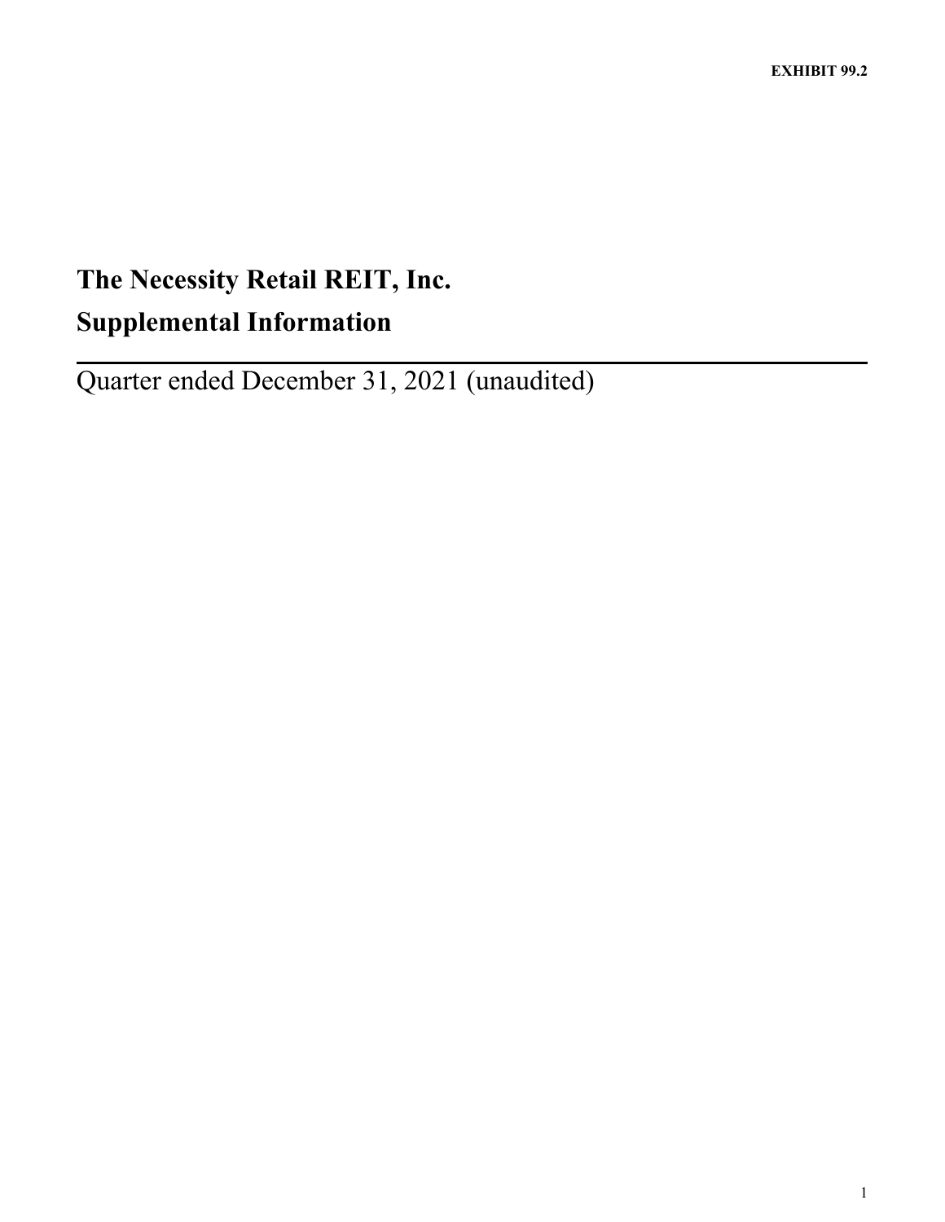**EXHIBIT 99.2**

# The Necessity Retail REIT, Inc.
# Supplemental Information

Quarter ended December 31, 2021 (unaudited)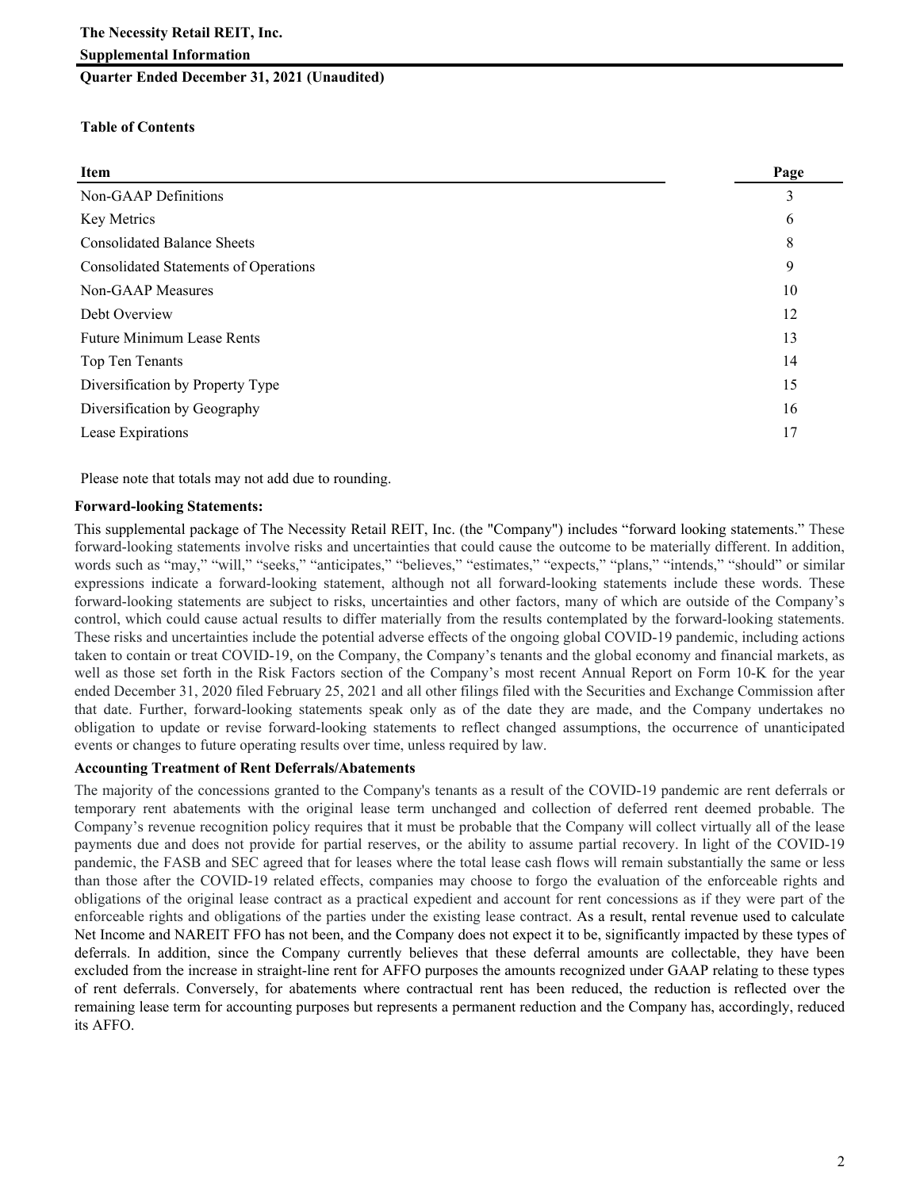**The Necessity Retail REIT, Inc.**

**Supplemental Information**

**Quarter Ended December 31, 2021 (Unaudited)**

**Table of Contents**

| Item | Page |
|---|---|
| Non-GAAP Definitions | 3 |
| Key Metrics | 6 |
| Consolidated Balance Sheets | 8 |
| Consolidated Statements of Operations | 9 |
| Non-GAAP Measures | 10 |
| Debt Overview | 12 |
| Future Minimum Lease Rents | 13 |
| Top Ten Tenants | 14 |
| Diversification by Property Type | 15 |
| Diversification by Geography | 16 |
| Lease Expirations | 17 |

Please note that totals may not add due to rounding.

**Forward-looking Statements:**

This supplemental package of The Necessity Retail REIT, Inc. (the "Company") includes "forward looking statements." These forward-looking statements involve risks and uncertainties that could cause the outcome to be materially different. In addition, words such as "may," "will," "seeks," "anticipates," "believes," "estimates," "expects," "plans," "intends," "should" or similar expressions indicate a forward-looking statement, although not all forward-looking statements include these words. These forward-looking statements are subject to risks, uncertainties and other factors, many of which are outside of the Company's control, which could cause actual results to differ materially from the results contemplated by the forward-looking statements. These risks and uncertainties include the potential adverse effects of the ongoing global COVID-19 pandemic, including actions taken to contain or treat COVID-19, on the Company, the Company's tenants and the global economy and financial markets, as well as those set forth in the Risk Factors section of the Company's most recent Annual Report on Form 10-K for the year ended December 31, 2020 filed February 25, 2021 and all other filings filed with the Securities and Exchange Commission after that date. Further, forward-looking statements speak only as of the date they are made, and the Company undertakes no obligation to update or revise forward-looking statements to reflect changed assumptions, the occurrence of unanticipated events or changes to future operating results over time, unless required by law.

**Accounting Treatment of Rent Deferrals/Abatements**

The majority of the concessions granted to the Company's tenants as a result of the COVID-19 pandemic are rent deferrals or temporary rent abatements with the original lease term unchanged and collection of deferred rent deemed probable. The Company's revenue recognition policy requires that it must be probable that the Company will collect virtually all of the lease payments due and does not provide for partial reserves, or the ability to assume partial recovery. In light of the COVID-19 pandemic, the FASB and SEC agreed that for leases where the total lease cash flows will remain substantially the same or less than those after the COVID-19 related effects, companies may choose to forgo the evaluation of the enforceable rights and obligations of the original lease contract as a practical expedient and account for rent concessions as if they were part of the enforceable rights and obligations of the parties under the existing lease contract. As a result, rental revenue used to calculate Net Income and NAREIT FFO has not been, and the Company does not expect it to be, significantly impacted by these types of deferrals. In addition, since the Company currently believes that these deferral amounts are collectable, they have been excluded from the increase in straight-line rent for AFFO purposes the amounts recognized under GAAP relating to these types of rent deferrals. Conversely, for abatements where contractual rent has been reduced, the reduction is reflected over the remaining lease term for accounting purposes but represents a permanent reduction and the Company has, accordingly, reduced its AFFO.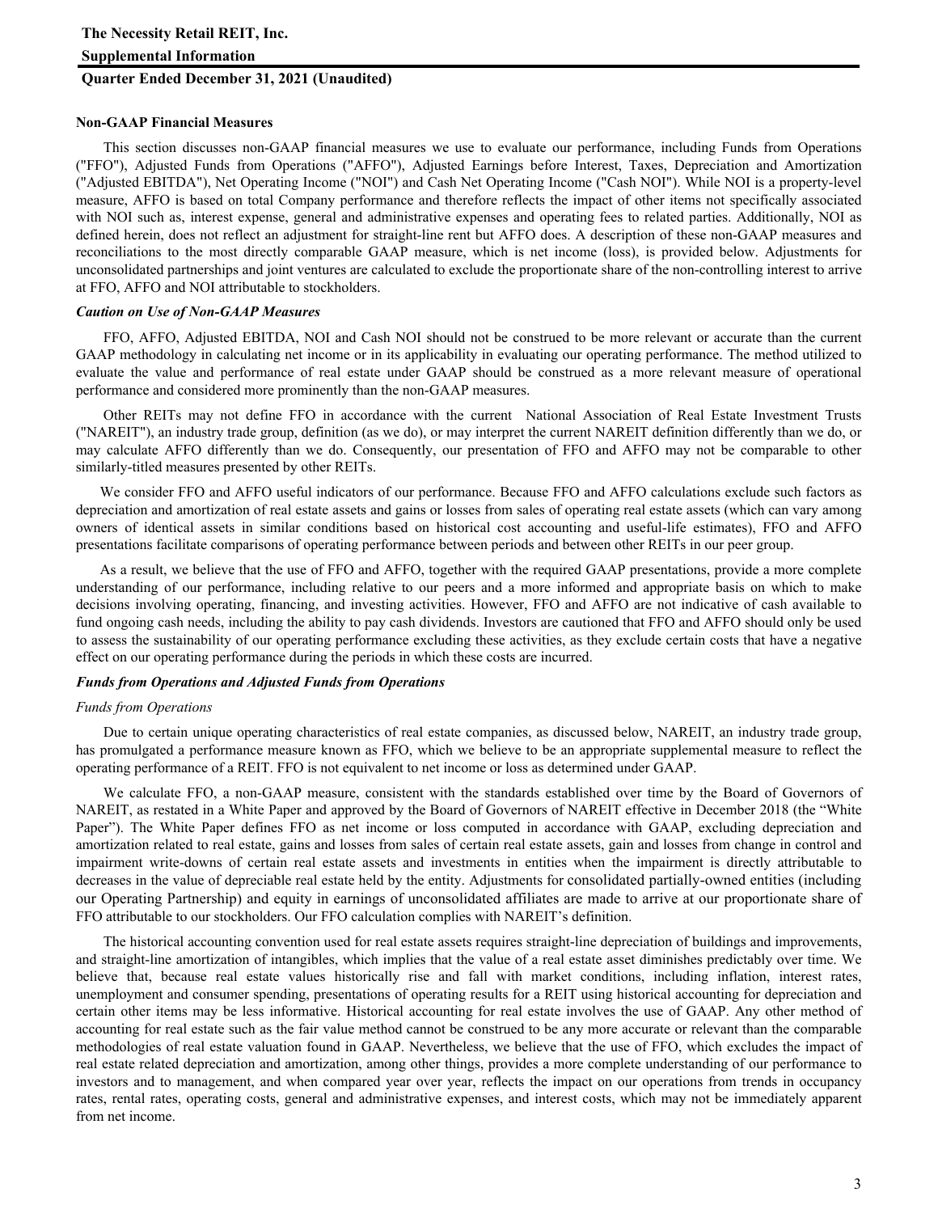**The Necessity Retail REIT, Inc.**

**Supplemental Information**

**Quarter Ended December 31, 2021 (Unaudited)**

## Non-GAAP Financial Measures

This section discusses non-GAAP financial measures we use to evaluate our performance, including Funds from Operations ("FFO"), Adjusted Funds from Operations ("AFFO"), Adjusted Earnings before Interest, Taxes, Depreciation and Amortization ("Adjusted EBITDA"), Net Operating Income ("NOI") and Cash Net Operating Income ("Cash NOI"). While NOI is a property-level measure, AFFO is based on total Company performance and therefore reflects the impact of other items not specifically associated with NOI such as, interest expense, general and administrative expenses and operating fees to related parties. Additionally, NOI as defined herein, does not reflect an adjustment for straight-line rent but AFFO does. A description of these non-GAAP measures and reconciliations to the most directly comparable GAAP measure, which is net income (loss), is provided below. Adjustments for unconsolidated partnerships and joint ventures are calculated to exclude the proportionate share of the non-controlling interest to arrive at FFO, AFFO and NOI attributable to stockholders.

### *Caution on Use of Non-GAAP Measures*

FFO, AFFO, Adjusted EBITDA, NOI and Cash NOI should not be construed to be more relevant or accurate than the current GAAP methodology in calculating net income or in its applicability in evaluating our operating performance. The method utilized to evaluate the value and performance of real estate under GAAP should be construed as a more relevant measure of operational performance and considered more prominently than the non-GAAP measures.

Other REITs may not define FFO in accordance with the current National Association of Real Estate Investment Trusts ("NAREIT"), an industry trade group, definition (as we do), or may interpret the current NAREIT definition differently than we do, or may calculate AFFO differently than we do. Consequently, our presentation of FFO and AFFO may not be comparable to other similarly-titled measures presented by other REITs.

We consider FFO and AFFO useful indicators of our performance. Because FFO and AFFO calculations exclude such factors as depreciation and amortization of real estate assets and gains or losses from sales of operating real estate assets (which can vary among owners of identical assets in similar conditions based on historical cost accounting and useful-life estimates), FFO and AFFO presentations facilitate comparisons of operating performance between periods and between other REITs in our peer group.

As a result, we believe that the use of FFO and AFFO, together with the required GAAP presentations, provide a more complete understanding of our performance, including relative to our peers and a more informed and appropriate basis on which to make decisions involving operating, financing, and investing activities. However, FFO and AFFO are not indicative of cash available to fund ongoing cash needs, including the ability to pay cash dividends. Investors are cautioned that FFO and AFFO should only be used to assess the sustainability of our operating performance excluding these activities, as they exclude certain costs that have a negative effect on our operating performance during the periods in which these costs are incurred.

### *Funds from Operations and Adjusted Funds from Operations*

*Funds from Operations*

Due to certain unique operating characteristics of real estate companies, as discussed below, NAREIT, an industry trade group, has promulgated a performance measure known as FFO, which we believe to be an appropriate supplemental measure to reflect the operating performance of a REIT. FFO is not equivalent to net income or loss as determined under GAAP.

We calculate FFO, a non-GAAP measure, consistent with the standards established over time by the Board of Governors of NAREIT, as restated in a White Paper and approved by the Board of Governors of NAREIT effective in December 2018 (the "White Paper"). The White Paper defines FFO as net income or loss computed in accordance with GAAP, excluding depreciation and amortization related to real estate, gains and losses from sales of certain real estate assets, gain and losses from change in control and impairment write-downs of certain real estate assets and investments in entities when the impairment is directly attributable to decreases in the value of depreciable real estate held by the entity. Adjustments for consolidated partially-owned entities (including our Operating Partnership) and equity in earnings of unconsolidated affiliates are made to arrive at our proportionate share of FFO attributable to our stockholders. Our FFO calculation complies with NAREIT's definition.

The historical accounting convention used for real estate assets requires straight-line depreciation of buildings and improvements, and straight-line amortization of intangibles, which implies that the value of a real estate asset diminishes predictably over time. We believe that, because real estate values historically rise and fall with market conditions, including inflation, interest rates, unemployment and consumer spending, presentations of operating results for a REIT using historical accounting for depreciation and certain other items may be less informative. Historical accounting for real estate involves the use of GAAP. Any other method of accounting for real estate such as the fair value method cannot be construed to be any more accurate or relevant than the comparable methodologies of real estate valuation found in GAAP. Nevertheless, we believe that the use of FFO, which excludes the impact of real estate related depreciation and amortization, among other things, provides a more complete understanding of our performance to investors and to management, and when compared year over year, reflects the impact on our operations from trends in occupancy rates, rental rates, operating costs, general and administrative expenses, and interest costs, which may not be immediately apparent from net income.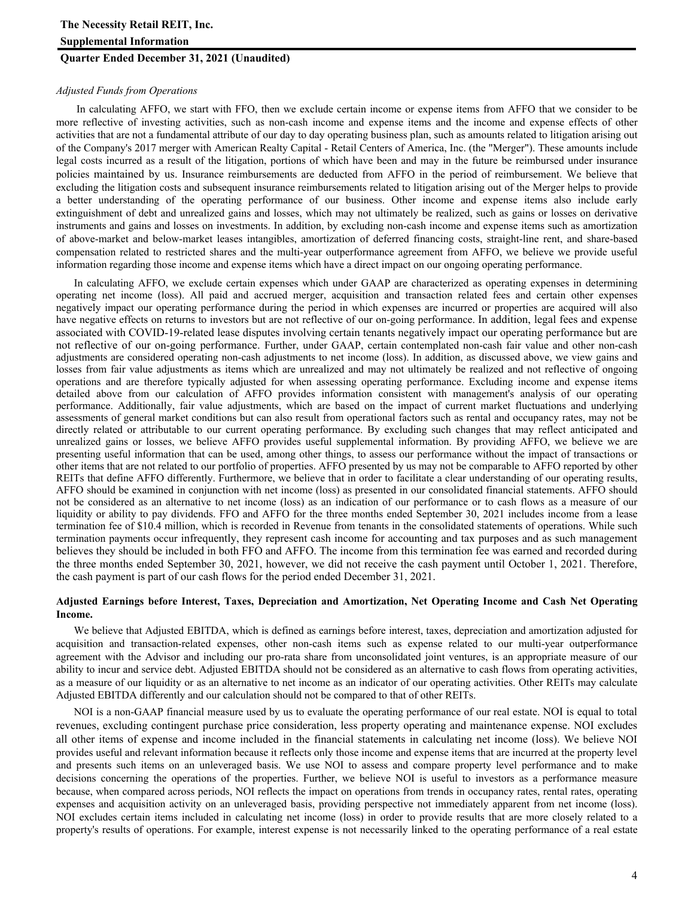*Adjusted Funds from Operations*

In calculating AFFO, we start with FFO, then we exclude certain income or expense items from AFFO that we consider to be more reflective of investing activities, such as non-cash income and expense items and the income and expense effects of other activities that are not a fundamental attribute of our day to day operating business plan, such as amounts related to litigation arising out of the Company's 2017 merger with American Realty Capital - Retail Centers of America, Inc. (the "Merger"). These amounts include legal costs incurred as a result of the litigation, portions of which have been and may in the future be reimbursed under insurance policies maintained by us. Insurance reimbursements are deducted from AFFO in the period of reimbursement. We believe that excluding the litigation costs and subsequent insurance reimbursements related to litigation arising out of the Merger helps to provide a better understanding of the operating performance of our business. Other income and expense items also include early extinguishment of debt and unrealized gains and losses, which may not ultimately be realized, such as gains or losses on derivative instruments and gains and losses on investments. In addition, by excluding non-cash income and expense items such as amortization of above-market and below-market leases intangibles, amortization of deferred financing costs, straight-line rent, and share-based compensation related to restricted shares and the multi-year outperformance agreement from AFFO, we believe we provide useful information regarding those income and expense items which have a direct impact on our ongoing operating performance.

In calculating AFFO, we exclude certain expenses which under GAAP are characterized as operating expenses in determining operating net income (loss). All paid and accrued merger, acquisition and transaction related fees and certain other expenses negatively impact our operating performance during the period in which expenses are incurred or properties are acquired will also have negative effects on returns to investors but are not reflective of our on-going performance. In addition, legal fees and expense associated with COVID-19-related lease disputes involving certain tenants negatively impact our operating performance but are not reflective of our on-going performance. Further, under GAAP, certain contemplated non-cash fair value and other non-cash adjustments are considered operating non-cash adjustments to net income (loss). In addition, as discussed above, we view gains and losses from fair value adjustments as items which are unrealized and may not ultimately be realized and not reflective of ongoing operations and are therefore typically adjusted for when assessing operating performance. Excluding income and expense items detailed above from our calculation of AFFO provides information consistent with management's analysis of our operating performance. Additionally, fair value adjustments, which are based on the impact of current market fluctuations and underlying assessments of general market conditions but can also result from operational factors such as rental and occupancy rates, may not be directly related or attributable to our current operating performance. By excluding such changes that may reflect anticipated and unrealized gains or losses, we believe AFFO provides useful supplemental information. By providing AFFO, we believe we are presenting useful information that can be used, among other things, to assess our performance without the impact of transactions or other items that are not related to our portfolio of properties. AFFO presented by us may not be comparable to AFFO reported by other REITs that define AFFO differently. Furthermore, we believe that in order to facilitate a clear understanding of our operating results, AFFO should be examined in conjunction with net income (loss) as presented in our consolidated financial statements. AFFO should not be considered as an alternative to net income (loss) as an indication of our performance or to cash flows as a measure of our liquidity or ability to pay dividends. FFO and AFFO for the three months ended September 30, 2021 includes income from a lease termination fee of $10.4 million, which is recorded in Revenue from tenants in the consolidated statements of operations. While such termination payments occur infrequently, they represent cash income for accounting and tax purposes and as such management believes they should be included in both FFO and AFFO. The income from this termination fee was earned and recorded during the three months ended September 30, 2021, however, we did not receive the cash payment until October 1, 2021. Therefore, the cash payment is part of our cash flows for the period ended December 31, 2021.

**Adjusted Earnings before Interest, Taxes, Depreciation and Amortization, Net Operating Income and Cash Net Operating Income.**

We believe that Adjusted EBITDA, which is defined as earnings before interest, taxes, depreciation and amortization adjusted for acquisition and transaction-related expenses, other non-cash items such as expense related to our multi-year outperformance agreement with the Advisor and including our pro-rata share from unconsolidated joint ventures, is an appropriate measure of our ability to incur and service debt. Adjusted EBITDA should not be considered as an alternative to cash flows from operating activities, as a measure of our liquidity or as an alternative to net income as an indicator of our operating activities. Other REITs may calculate Adjusted EBITDA differently and our calculation should not be compared to that of other REITs.

NOI is a non-GAAP financial measure used by us to evaluate the operating performance of our real estate. NOI is equal to total revenues, excluding contingent purchase price consideration, less property operating and maintenance expense. NOI excludes all other items of expense and income included in the financial statements in calculating net income (loss). We believe NOI provides useful and relevant information because it reflects only those income and expense items that are incurred at the property level and presents such items on an unleveraged basis. We use NOI to assess and compare property level performance and to make decisions concerning the operations of the properties. Further, we believe NOI is useful to investors as a performance measure because, when compared across periods, NOI reflects the impact on operations from trends in occupancy rates, rental rates, operating expenses and acquisition activity on an unleveraged basis, providing perspective not immediately apparent from net income (loss). NOI excludes certain items included in calculating net income (loss) in order to provide results that are more closely related to a property's results of operations. For example, interest expense is not necessarily linked to the operating performance of a real estate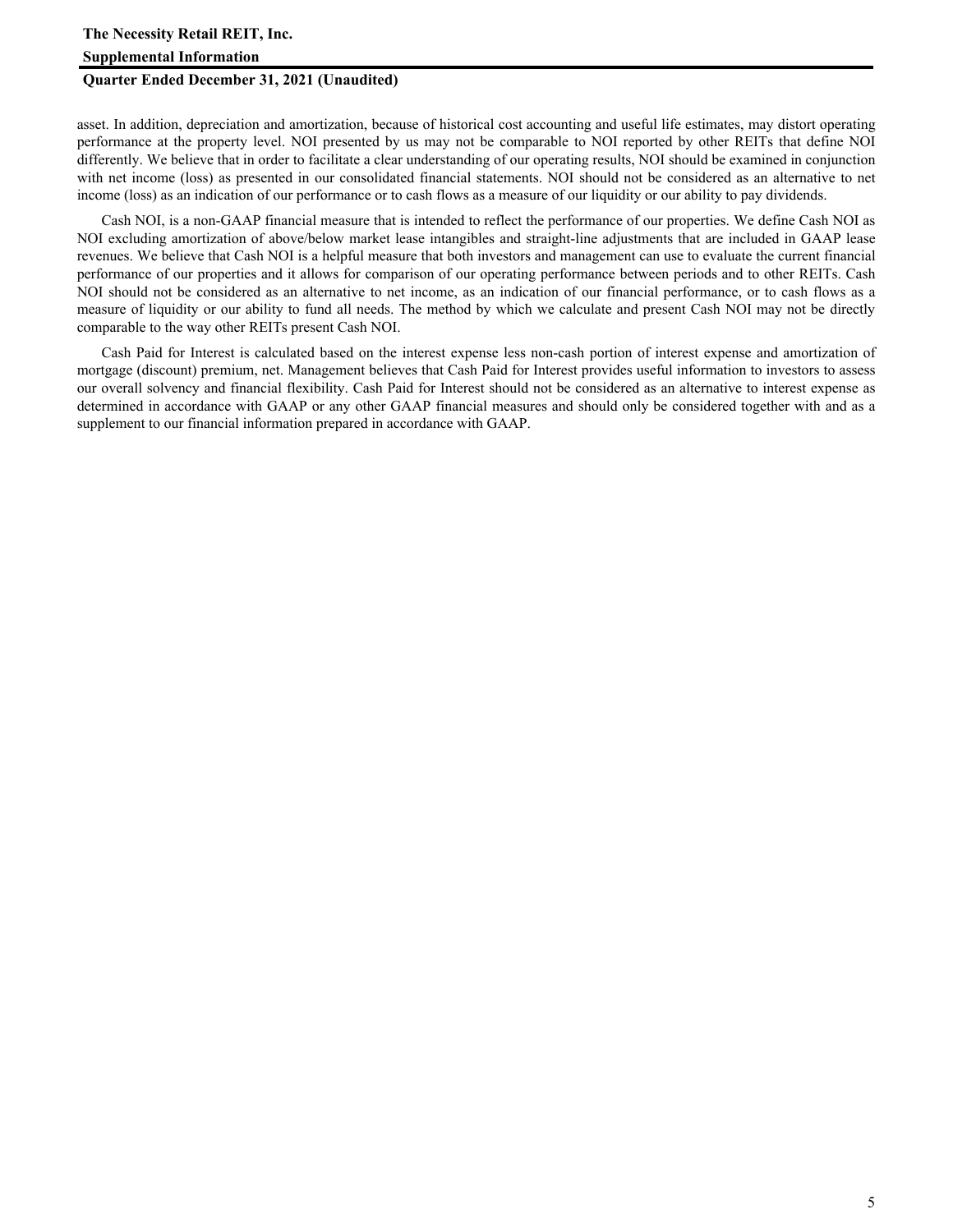asset. In addition, depreciation and amortization, because of historical cost accounting and useful life estimates, may distort operating performance at the property level. NOI presented by us may not be comparable to NOI reported by other REITs that define NOI differently. We believe that in order to facilitate a clear understanding of our operating results, NOI should be examined in conjunction with net income (loss) as presented in our consolidated financial statements. NOI should not be considered as an alternative to net income (loss) as an indication of our performance or to cash flows as a measure of our liquidity or our ability to pay dividends.

Cash NOI, is a non-GAAP financial measure that is intended to reflect the performance of our properties. We define Cash NOI as NOI excluding amortization of above/below market lease intangibles and straight-line adjustments that are included in GAAP lease revenues. We believe that Cash NOI is a helpful measure that both investors and management can use to evaluate the current financial performance of our properties and it allows for comparison of our operating performance between periods and to other REITs. Cash NOI should not be considered as an alternative to net income, as an indication of our financial performance, or to cash flows as a measure of liquidity or our ability to fund all needs. The method by which we calculate and present Cash NOI may not be directly comparable to the way other REITs present Cash NOI.

Cash Paid for Interest is calculated based on the interest expense less non-cash portion of interest expense and amortization of mortgage (discount) premium, net. Management believes that Cash Paid for Interest provides useful information to investors to assess our overall solvency and financial flexibility. Cash Paid for Interest should not be considered as an alternative to interest expense as determined in accordance with GAAP or any other GAAP financial measures and should only be considered together with and as a supplement to our financial information prepared in accordance with GAAP.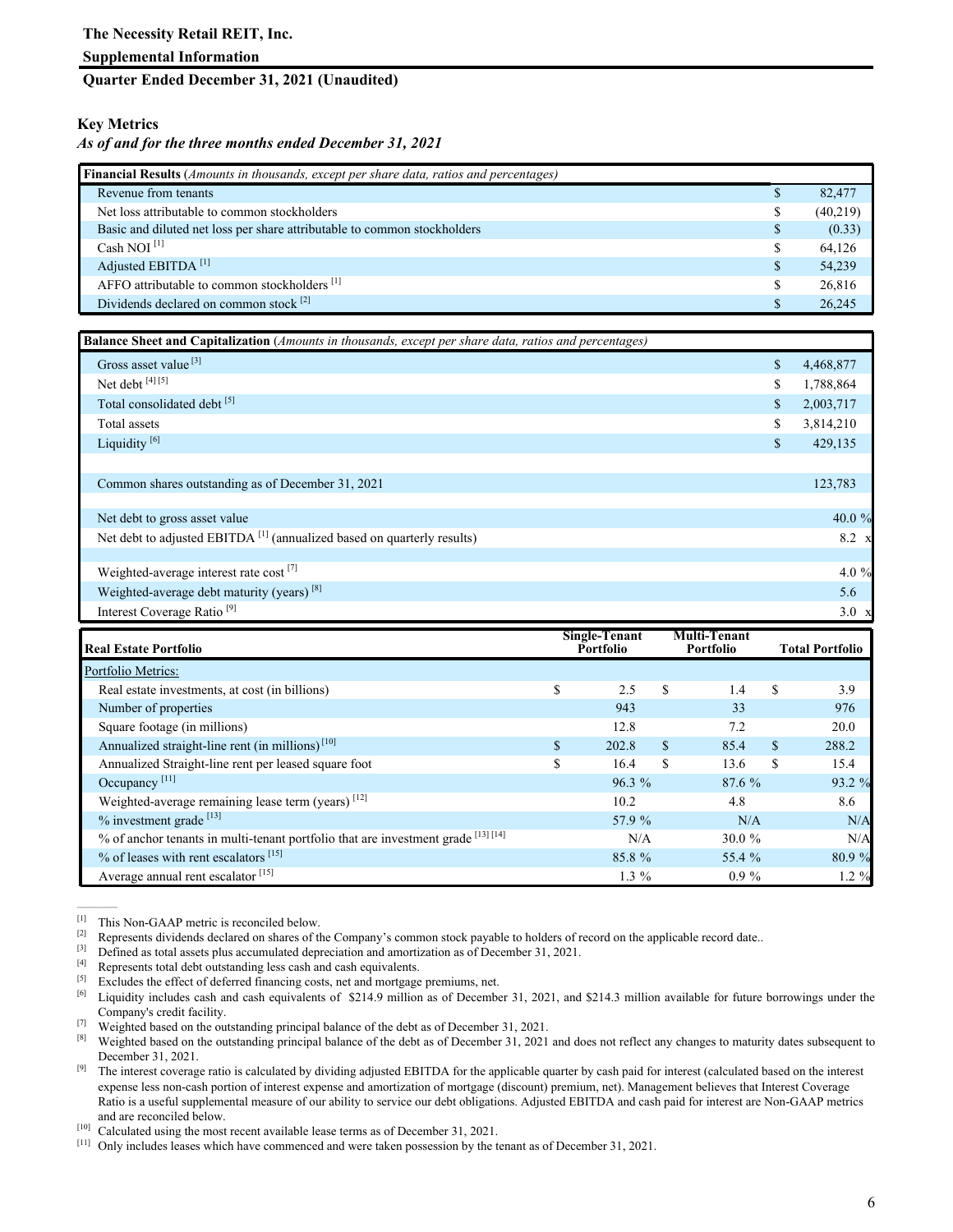The Necessity Retail REIT, Inc.

Supplemental Information

Quarter Ended December 31, 2021 (Unaudited)

## Key Metrics

*As of and for the three months ended December 31, 2021*

| **Financial Results** (*Amounts in thousands, except per share data, ratios and percentages*) | | |
|---|---|---|
| Revenue from tenants | $ | 82,477 |
| Net loss attributable to common stockholders | $ | (40,219) |
| Basic and diluted net loss per share attributable to common stockholders | $ | (0.33) |
| Cash NOI [1] | $ | 64,126 |
| Adjusted EBITDA [1] | $ | 54,239 |
| AFFO attributable to common stockholders [1] | $ | 26,816 |
| Dividends declared on common stock [2] | $ | 26,245 |

| **Balance Sheet and Capitalization** (*Amounts in thousands, except per share data, ratios and percentages*) | | |
|---|---|---|
| Gross asset value [3] | $ | 4,468,877 |
| Net debt [4] [5] | $ | 1,788,864 |
| Total consolidated debt [5] | $ | 2,003,717 |
| Total assets | $ | 3,814,210 |
| Liquidity [6] | $ | 429,135 |
| | | |
| Common shares outstanding as of December 31, 2021 | | 123,783 |
| | | |
| Net debt to gross asset value | | 40.0 % |
| Net debt to adjusted EBITDA [1] (annualized based on quarterly results) | | 8.2 x |
| | | |
| Weighted-average interest rate cost [7] | | 4.0 % |
| Weighted-average debt maturity (years) [8] | | 5.6 |
| Interest Coverage Ratio [9] | | 3.0 x |

| **Real Estate Portfolio** | | Single-Tenant Portfolio | | Multi-Tenant Portfolio | | Total Portfolio |
|---|---|---|---|---|---|---|
| Portfolio Metrics: | | | | | | |
| Real estate investments, at cost (in billions) | $ | 2.5 | $ | 1.4 | $ | 3.9 |
| Number of properties | | 943 | | 33 | | 976 |
| Square footage (in millions) | | 12.8 | | 7.2 | | 20.0 |
| Annualized straight-line rent (in millions) [10] | $ | 202.8 | $ | 85.4 | $ | 288.2 |
| Annualized Straight-line rent per leased square foot | $ | 16.4 | $ | 13.6 | $ | 15.4 |
| Occupancy [11] | | 96.3 % | | 87.6 % | | 93.2 % |
| Weighted-average remaining lease term (years) [12] | | 10.2 | | 4.8 | | 8.6 |
| % investment grade [13] | | 57.9 % | | N/A | | N/A |
| % of anchor tenants in multi-tenant portfolio that are investment grade [13] [14] | | N/A | | 30.0 % | | N/A |
| % of leases with rent escalators [15] | | 85.8 % | | 55.4 % | | 80.9 % |
| Average annual rent escalator [15] | | 1.3 % | | 0.9 % | | 1.2 % |

---

[1] This Non-GAAP metric is reconciled below.

[2] Represents dividends declared on shares of the Company's common stock payable to holders of record on the applicable record date..

[3] Defined as total assets plus accumulated depreciation and amortization as of December 31, 2021.

[4] Represents total debt outstanding less cash and cash equivalents.

[5] Excludes the effect of deferred financing costs, net and mortgage premiums, net.

[6] Liquidity includes cash and cash equivalents of $214.9 million as of December 31, 2021, and $214.3 million available for future borrowings under the Company's credit facility.

[7] Weighted based on the outstanding principal balance of the debt as of December 31, 2021.

[8] Weighted based on the outstanding principal balance of the debt as of December 31, 2021 and does not reflect any changes to maturity dates subsequent to December 31, 2021.

[9] The interest coverage ratio is calculated by dividing adjusted EBITDA for the applicable quarter by cash paid for interest (calculated based on the interest expense less non-cash portion of interest expense and amortization of mortgage (discount) premium, net). Management believes that Interest Coverage Ratio is a useful supplemental measure of our ability to service our debt obligations. Adjusted EBITDA and cash paid for interest are Non-GAAP metrics and are reconciled below.

[10] Calculated using the most recent available lease terms as of December 31, 2021.

[11] Only includes leases which have commenced and were taken possession by the tenant as of December 31, 2021.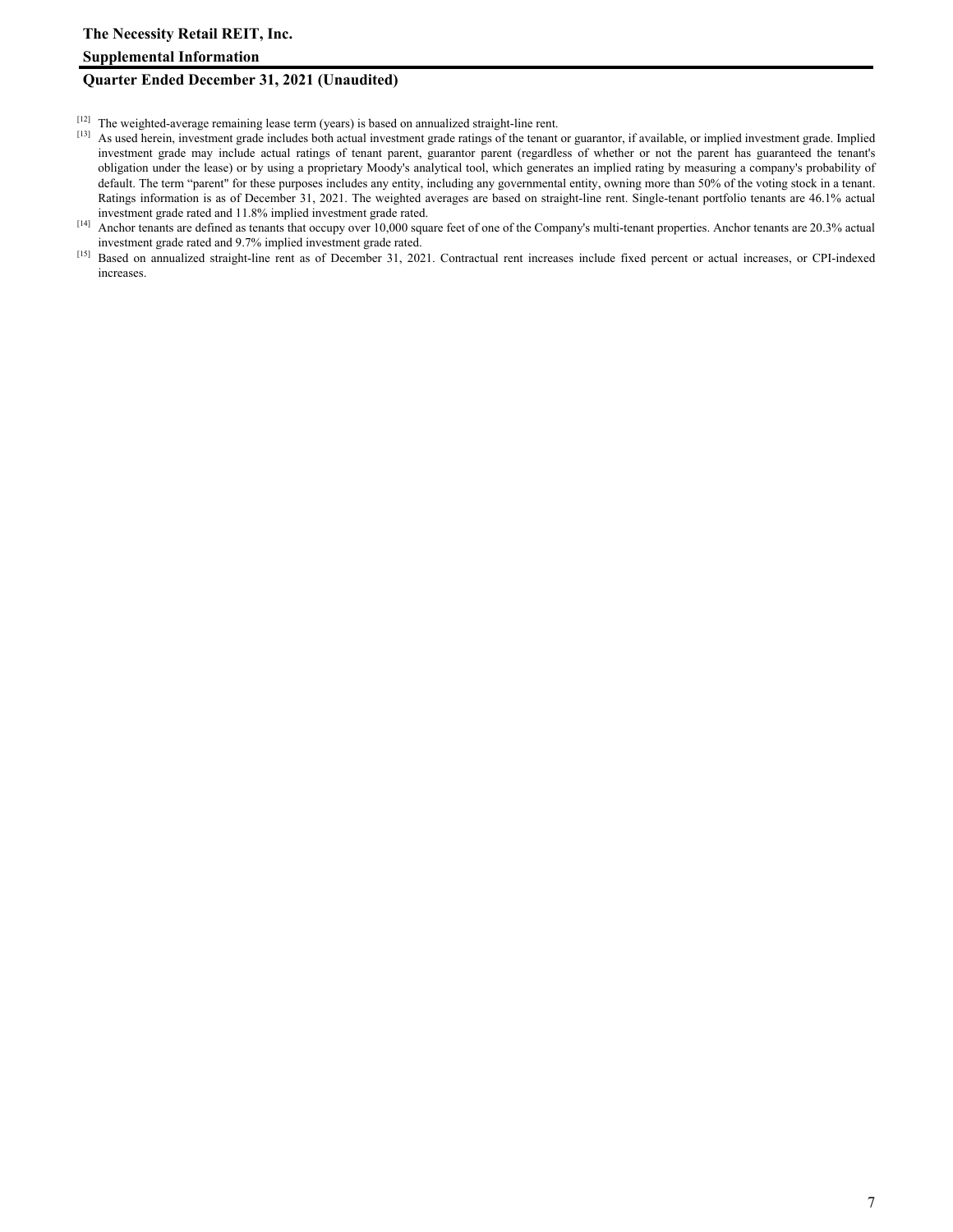[12] The weighted-average remaining lease term (years) is based on annualized straight-line rent.

[13] As used herein, investment grade includes both actual investment grade ratings of the tenant or guarantor, if available, or implied investment grade. Implied investment grade may include actual ratings of tenant parent, guarantor parent (regardless of whether or not the parent has guaranteed the tenant's obligation under the lease) or by using a proprietary Moody's analytical tool, which generates an implied rating by measuring a company's probability of default. The term "parent" for these purposes includes any entity, including any governmental entity, owning more than 50% of the voting stock in a tenant. Ratings information is as of December 31, 2021. The weighted averages are based on straight-line rent. Single-tenant portfolio tenants are 46.1% actual investment grade rated and 11.8% implied investment grade rated.

[14] Anchor tenants are defined as tenants that occupy over 10,000 square feet of one of the Company's multi-tenant properties. Anchor tenants are 20.3% actual investment grade rated and 9.7% implied investment grade rated.

[15] Based on annualized straight-line rent as of December 31, 2021. Contractual rent increases include fixed percent or actual increases, or CPI-indexed increases.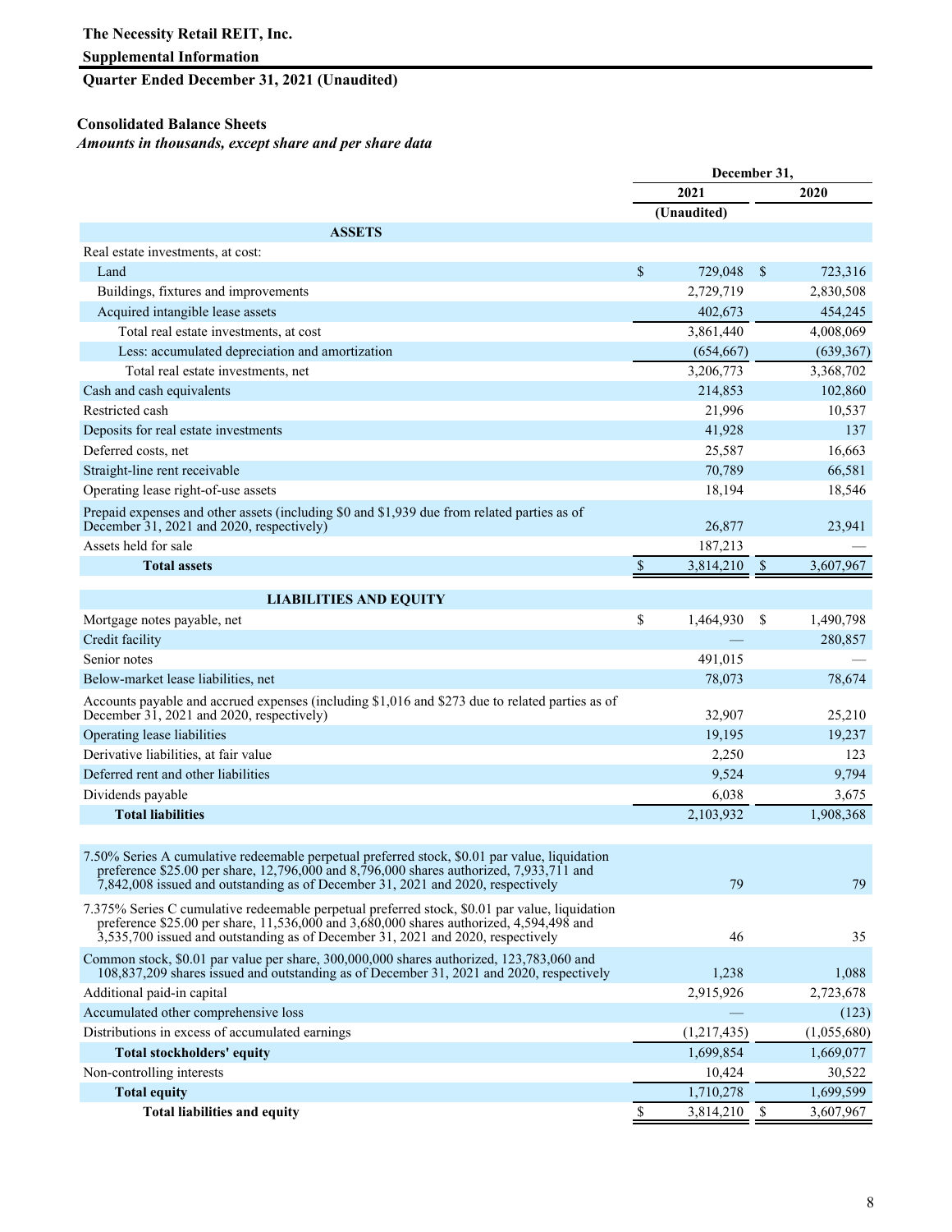**The Necessity Retail REIT, Inc.**

**Supplemental Information**

**Quarter Ended December 31, 2021 (Unaudited)**

**Consolidated Balance Sheets**

***Amounts in thousands, except share and per share data***

| | December 31, 2021 (Unaudited) | December 31, 2020 |
|---|---|---|
| **ASSETS** | | |
| Real estate investments, at cost: | | |
| Land | $ 729,048 | $ 723,316 |
| Buildings, fixtures and improvements | 2,729,719 | 2,830,508 |
| Acquired intangible lease assets | 402,673 | 454,245 |
| Total real estate investments, at cost | 3,861,440 | 4,008,069 |
| Less: accumulated depreciation and amortization | (654,667) | (639,367) |
| Total real estate investments, net | 3,206,773 | 3,368,702 |
| Cash and cash equivalents | 214,853 | 102,860 |
| Restricted cash | 21,996 | 10,537 |
| Deposits for real estate investments | 41,928 | 137 |
| Deferred costs, net | 25,587 | 16,663 |
| Straight-line rent receivable | 70,789 | 66,581 |
| Operating lease right-of-use assets | 18,194 | 18,546 |
| Prepaid expenses and other assets (including $0 and $1,939 due from related parties as of December 31, 2021 and 2020, respectively) | 26,877 | 23,941 |
| Assets held for sale | 187,213 | — |
| **Total assets** | $ 3,814,210 | $ 3,607,967 |
| **LIABILITIES AND EQUITY** | | |
| Mortgage notes payable, net | $ 1,464,930 | $ 1,490,798 |
| Credit facility | — | 280,857 |
| Senior notes | 491,015 | — |
| Below-market lease liabilities, net | 78,073 | 78,674 |
| Accounts payable and accrued expenses (including $1,016 and $273 due to related parties as of December 31, 2021 and 2020, respectively) | 32,907 | 25,210 |
| Operating lease liabilities | 19,195 | 19,237 |
| Derivative liabilities, at fair value | 2,250 | 123 |
| Deferred rent and other liabilities | 9,524 | 9,794 |
| Dividends payable | 6,038 | 3,675 |
| **Total liabilities** | 2,103,932 | 1,908,368 |
| 7.50% Series A cumulative redeemable perpetual preferred stock, $0.01 par value, liquidation preference $25.00 per share, 12,796,000 and 8,796,000 shares authorized, 7,933,711 and 7,842,008 issued and outstanding as of December 31, 2021 and 2020, respectively | 79 | 79 |
| 7.375% Series C cumulative redeemable perpetual preferred stock, $0.01 par value, liquidation preference $25.00 per share, 11,536,000 and 3,680,000 shares authorized, 4,594,498 and 3,535,700 issued and outstanding as of December 31, 2021 and 2020, respectively | 46 | 35 |
| Common stock, $0.01 par value per share, 300,000,000 shares authorized, 123,783,060 and 108,837,209 shares issued and outstanding as of December 31, 2021 and 2020, respectively | 1,238 | 1,088 |
| Additional paid-in capital | 2,915,926 | 2,723,678 |
| Accumulated other comprehensive loss | — | (123) |
| Distributions in excess of accumulated earnings | (1,217,435) | (1,055,680) |
| **Total stockholders' equity** | 1,699,854 | 1,669,077 |
| Non-controlling interests | 10,424 | 30,522 |
| **Total equity** | 1,710,278 | 1,699,599 |
| **Total liabilities and equity** | $ 3,814,210 | $ 3,607,967 |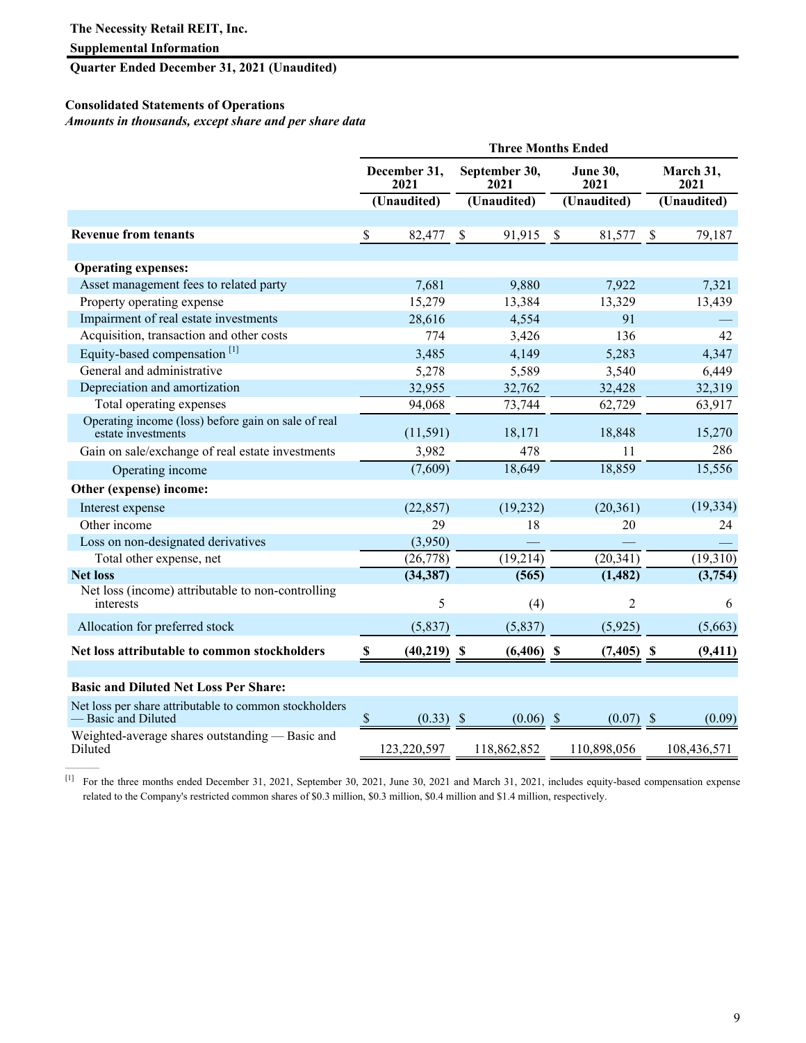**The Necessity Retail REIT, Inc.**

**Supplemental Information**

**Quarter Ended December 31, 2021 (Unaudited)**

**Consolidated Statements of Operations**

*Amounts in thousands, except share and per share data*

| | Three Months Ended | | | |
|---|---|---|---|---|
| | December 31, 2021 | September 30, 2021 | June 30, 2021 | March 31, 2021 |
| | (Unaudited) | (Unaudited) | (Unaudited) | (Unaudited) |
| **Revenue from tenants** | $ 82,477 | $ 91,915 | $ 81,577 | $ 79,187 |
| **Operating expenses:** | | | | |
| Asset management fees to related party | 7,681 | 9,880 | 7,922 | 7,321 |
| Property operating expense | 15,279 | 13,384 | 13,329 | 13,439 |
| Impairment of real estate investments | 28,616 | 4,554 | 91 | — |
| Acquisition, transaction and other costs | 774 | 3,426 | 136 | 42 |
| Equity-based compensation [1] | 3,485 | 4,149 | 5,283 | 4,347 |
| General and administrative | 5,278 | 5,589 | 3,540 | 6,449 |
| Depreciation and amortization | 32,955 | 32,762 | 32,428 | 32,319 |
| Total operating expenses | 94,068 | 73,744 | 62,729 | 63,917 |
| Operating income (loss) before gain on sale of real estate investments | (11,591) | 18,171 | 18,848 | 15,270 |
| Gain on sale/exchange of real estate investments | 3,982 | 478 | 11 | 286 |
| Operating income | (7,609) | 18,649 | 18,859 | 15,556 |
| **Other (expense) income:** | | | | |
| Interest expense | (22,857) | (19,232) | (20,361) | (19,334) |
| Other income | 29 | 18 | 20 | 24 |
| Loss on non-designated derivatives | (3,950) | — | — | — |
| Total other expense, net | (26,778) | (19,214) | (20,341) | (19,310) |
| **Net loss** | **(34,387)** | **(565)** | **(1,482)** | **(3,754)** |
| Net loss (income) attributable to non-controlling interests | 5 | (4) | 2 | 6 |
| Allocation for preferred stock | (5,837) | (5,837) | (5,925) | (5,663) |
| **Net loss attributable to common stockholders** | **$ (40,219)** | **$ (6,406)** | **$ (7,405)** | **$ (9,411)** |
| **Basic and Diluted Net Loss Per Share:** | | | | |
| Net loss per share attributable to common stockholders — Basic and Diluted | $ (0.33) | $ (0.06) | $ (0.07) | $ (0.09) |
| Weighted-average shares outstanding — Basic and Diluted | 123,220,597 | 118,862,852 | 110,898,056 | 108,436,571 |

[1] For the three months ended December 31, 2021, September 30, 2021, June 30, 2021 and March 31, 2021, includes equity-based compensation expense related to the Company's restricted common shares of $0.3 million, $0.3 million, $0.4 million and $1.4 million, respectively.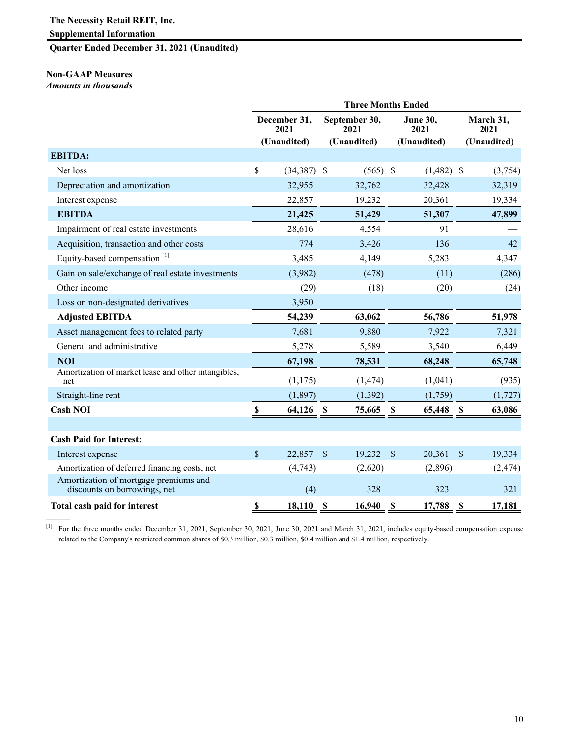**The Necessity Retail REIT, Inc.**

**Supplemental Information**

**Quarter Ended December 31, 2021 (Unaudited)**

**Non-GAAP Measures**

*Amounts in thousands*

| | Three Months Ended | | | |
|---|---|---|---|---|
| | December 31, 2021 | September 30, 2021 | June 30, 2021 | March 31, 2021 |
| | (Unaudited) | (Unaudited) | (Unaudited) | (Unaudited) |
| **EBITDA:** | | | | |
| Net loss | $ (34,387) | $ (565) | $ (1,482) | $ (3,754) |
| Depreciation and amortization | 32,955 | 32,762 | 32,428 | 32,319 |
| Interest expense | 22,857 | 19,232 | 20,361 | 19,334 |
| **EBITDA** | **21,425** | **51,429** | **51,307** | **47,899** |
| Impairment of real estate investments | 28,616 | 4,554 | 91 | — |
| Acquisition, transaction and other costs | 774 | 3,426 | 136 | 42 |
| Equity-based compensation [1] | 3,485 | 4,149 | 5,283 | 4,347 |
| Gain on sale/exchange of real estate investments | (3,982) | (478) | (11) | (286) |
| Other income | (29) | (18) | (20) | (24) |
| Loss on non-designated derivatives | 3,950 | — | — | — |
| **Adjusted EBITDA** | **54,239** | **63,062** | **56,786** | **51,978** |
| Asset management fees to related party | 7,681 | 9,880 | 7,922 | 7,321 |
| General and administrative | 5,278 | 5,589 | 3,540 | 6,449 |
| **NOI** | **67,198** | **78,531** | **68,248** | **65,748** |
| Amortization of market lease and other intangibles, net | (1,175) | (1,474) | (1,041) | (935) |
| Straight-line rent | (1,897) | (1,392) | (1,759) | (1,727) |
| **Cash NOI** | **$ 64,126** | **$ 75,665** | **$ 65,448** | **$ 63,086** |
| | | | | |
| **Cash Paid for Interest:** | | | | |
| Interest expense | $ 22,857 | $ 19,232 | $ 20,361 | $ 19,334 |
| Amortization of deferred financing costs, net | (4,743) | (2,620) | (2,896) | (2,474) |
| Amortization of mortgage premiums and discounts on borrowings, net | (4) | 328 | 323 | 321 |
| **Total cash paid for interest** | **$ 18,110** | **$ 16,940** | **$ 17,788** | **$ 17,181** |

[1] For the three months ended December 31, 2021, September 30, 2021, June 30, 2021 and March 31, 2021, includes equity-based compensation expense related to the Company's restricted common shares of $0.3 million, $0.3 million, $0.4 million and $1.4 million, respectively.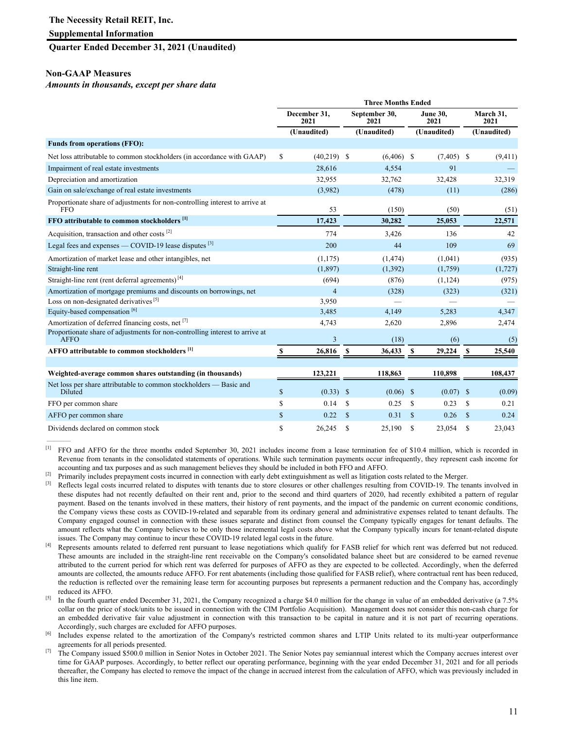**The Necessity Retail REIT, Inc.**

**Supplemental Information**

**Quarter Ended December 31, 2021 (Unaudited)**

**Non-GAAP Measures**

***Amounts in thousands, except per share data***

| | Three Months Ended | | | |
|---|---|---|---|---|
| | December 31, 2021 | September 30, 2021 | June 30, 2021 | March 31, 2021 |
| | (Unaudited) | (Unaudited) | (Unaudited) | (Unaudited) |
| **Funds from operations (FFO):** | | | | |
| Net loss attributable to common stockholders (in accordance with GAAP) | $ (40,219) | $ (6,406) | $ (7,405) | $ (9,411) |
| Impairment of real estate investments | 28,616 | 4,554 | 91 | — |
| Depreciation and amortization | 32,955 | 32,762 | 32,428 | 32,319 |
| Gain on sale/exchange of real estate investments | (3,982) | (478) | (11) | (286) |
| Proportionate share of adjustments for non-controlling interest to arrive at FFO | 53 | (150) | (50) | (51) |
| **FFO attributable to common stockholders [1]** | **17,423** | **30,282** | **25,053** | **22,571** |
| Acquisition, transaction and other costs [2] | 774 | 3,426 | 136 | 42 |
| Legal fees and expenses — COVID-19 lease disputes [3] | 200 | 44 | 109 | 69 |
| Amortization of market lease and other intangibles, net | (1,175) | (1,474) | (1,041) | (935) |
| Straight-line rent | (1,897) | (1,392) | (1,759) | (1,727) |
| Straight-line rent (rent deferral agreements) [4] | (694) | (876) | (1,124) | (975) |
| Amortization of mortgage premiums and discounts on borrowings, net | 4 | (328) | (323) | (321) |
| Loss on non-designated derivatives [5] | 3,950 | — | — | — |
| Equity-based compensation [6] | 3,485 | 4,149 | 5,283 | 4,347 |
| Amortization of deferred financing costs, net [7] | 4,743 | 2,620 | 2,896 | 2,474 |
| Proportionate share of adjustments for non-controlling interest to arrive at AFFO | 3 | (18) | (6) | (5) |
| **AFFO attributable to common stockholders [1]** | **$ 26,816** | **$ 36,433** | **$ 29,224** | **$ 25,540** |
| | | | | |
| **Weighted-average common shares outstanding (in thousands)** | **123,221** | **118,863** | **110,898** | **108,437** |
| Net loss per share attributable to common stockholders — Basic and Diluted | $ (0.33) | $ (0.06) | $ (0.07) | $ (0.09) |
| FFO per common share | $ 0.14 | $ 0.25 | $ 0.23 | $ 0.21 |
| AFFO per common share | $ 0.22 | $ 0.31 | $ 0.26 | $ 0.24 |
| Dividends declared on common stock | $ 26,245 | $ 25,190 | $ 23,054 | $ 23,043 |

---

[1] FFO and AFFO for the three months ended September 30, 2021 includes income from a lease termination fee of $10.4 million, which is recorded in Revenue from tenants in the consolidated statements of operations. While such termination payments occur infrequently, they represent cash income for accounting and tax purposes and as such management believes they should be included in both FFO and AFFO.

[2] Primarily includes prepayment costs incurred in connection with early debt extinguishment as well as litigation costs related to the Merger.

[3] Reflects legal costs incurred related to disputes with tenants due to store closures or other challenges resulting from COVID-19. The tenants involved in these disputes had not recently defaulted on their rent and, prior to the second and third quarters of 2020, had recently exhibited a pattern of regular payment. Based on the tenants involved in these matters, their history of rent payments, and the impact of the pandemic on current economic conditions, the Company views these costs as COVID-19-related and separable from its ordinary general and administrative expenses related to tenant defaults. The Company engaged counsel in connection with these issues separate and distinct from counsel the Company typically engages for tenant defaults. The amount reflects what the Company believes to be only those incremental legal costs above what the Company typically incurs for tenant-related dispute issues. The Company may continue to incur these COVID-19 related legal costs in the future.

[4] Represents amounts related to deferred rent pursuant to lease negotiations which qualify for FASB relief for which rent was deferred but not reduced. These amounts are included in the straight-line rent receivable on the Company's consolidated balance sheet but are considered to be earned revenue attributed to the current period for which rent was deferred for purposes of AFFO as they are expected to be collected. Accordingly, when the deferred amounts are collected, the amounts reduce AFFO. For rent abatements (including those qualified for FASB relief), where contractual rent has been reduced, the reduction is reflected over the remaining lease term for accounting purposes but represents a permanent reduction and the Company has, accordingly reduced its AFFO.

[5] In the fourth quarter ended December 31, 2021, the Company recognized a charge $4.0 million for the change in value of an embedded derivative (a 7.5% collar on the price of stock/units to be issued in connection with the CIM Portfolio Acquisition). Management does not consider this non-cash charge for an embedded derivative fair value adjustment in connection with this transaction to be capital in nature and it is not part of recurring operations. Accordingly, such charges are excluded for AFFO purposes.

[6] Includes expense related to the amortization of the Company's restricted common shares and LTIP Units related to its multi-year outperformance agreements for all periods presented.

[7] The Company issued $500.0 million in Senior Notes in October 2021. The Senior Notes pay semiannual interest which the Company accrues interest over time for GAAP purposes. Accordingly, to better reflect our operating performance, beginning with the year ended December 31, 2021 and for all periods thereafter, the Company has elected to remove the impact of the change in accrued interest from the calculation of AFFO, which was previously included in this line item.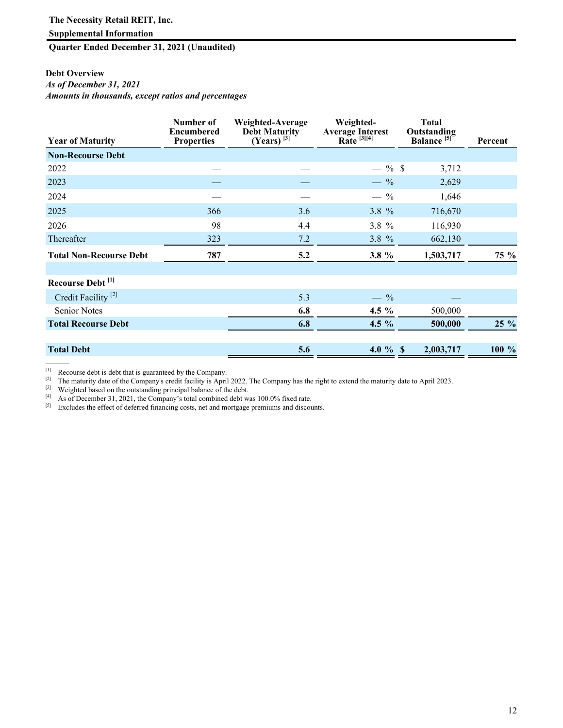**The Necessity Retail REIT, Inc.**

**Supplemental Information**

**Quarter Ended December 31, 2021 (Unaudited)**

**Debt Overview**

*As of December 31, 2021*

*Amounts in thousands, except ratios and percentages*

| Year of Maturity | Number of Encumbered Properties | Weighted-Average Debt Maturity (Years) [3] | Weighted-Average Interest Rate [3][4] | Total Outstanding Balance [5] | Percent |
|---|---|---|---|---|---|
| **Non-Recourse Debt** | | | | | |
| 2022 | — | — | — % | $ 3,712 | |
| 2023 | — | — | — % | 2,629 | |
| 2024 | — | — | — % | 1,646 | |
| 2025 | 366 | 3.6 | 3.8 % | 716,670 | |
| 2026 | 98 | 4.4 | 3.8 % | 116,930 | |
| Thereafter | 323 | 7.2 | 3.8 % | 662,130 | |
| **Total Non-Recourse Debt** | **787** | **5.2** | **3.8 %** | **1,503,717** | **75 %** |
| | | | | | |
| **Recourse Debt [1]** | | | | | |
| Credit Facility [2] | | 5.3 | — % | — | |
| Senior Notes | | **6.8** | **4.5 %** | 500,000 | |
| **Total Recourse Debt** | | **6.8** | **4.5 %** | **500,000** | **25 %** |
| | | | | | |
| **Total Debt** | | **5.6** | **4.0 %** | **$ 2,003,717** | **100 %** |

[1] Recourse debt is debt that is guaranteed by the Company.
[2] The maturity date of the Company's credit facility is April 2022. The Company has the right to extend the maturity date to April 2023.
[3] Weighted based on the outstanding principal balance of the debt.
[4] As of December 31, 2021, the Company's total combined debt was 100.0% fixed rate.
[5] Excludes the effect of deferred financing costs, net and mortgage premiums and discounts.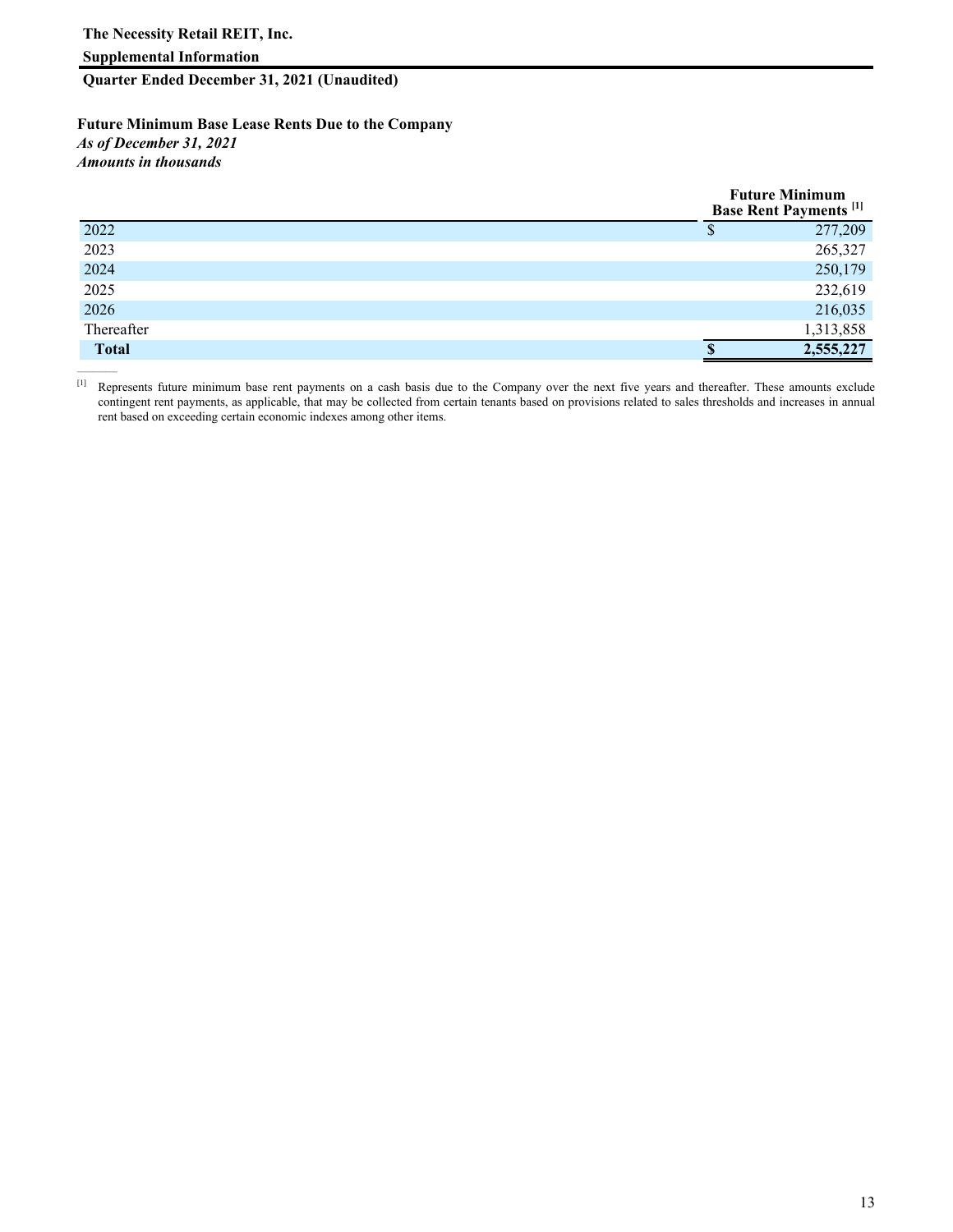**The Necessity Retail REIT, Inc.**

**Supplemental Information**

**Quarter Ended December 31, 2021 (Unaudited)**

**Future Minimum Base Lease Rents Due to the Company**

*As of December 31, 2021*

*Amounts in thousands*

| | Future Minimum Base Rent Payments [1] |
|---|---|
| 2022 | $ 277,209 |
| 2023 | 265,327 |
| 2024 | 250,179 |
| 2025 | 232,619 |
| 2026 | 216,035 |
| Thereafter | 1,313,858 |
| **Total** | **$ 2,555,227** |

[1] Represents future minimum base rent payments on a cash basis due to the Company over the next five years and thereafter. These amounts exclude contingent rent payments, as applicable, that may be collected from certain tenants based on provisions related to sales thresholds and increases in annual rent based on exceeding certain economic indexes among other items.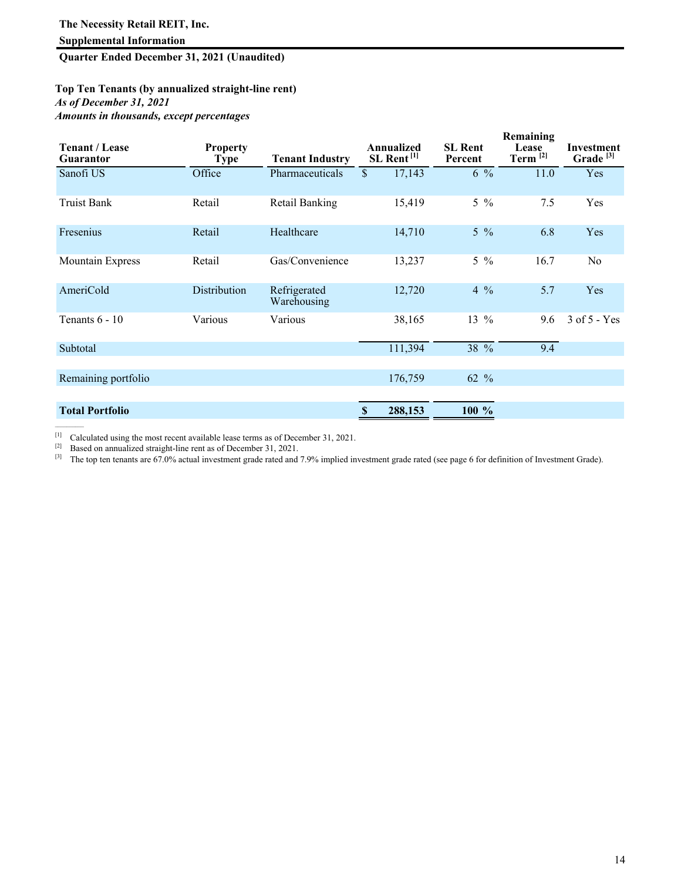**The Necessity Retail REIT, Inc.**

**Supplemental Information**

**Quarter Ended December 31, 2021 (Unaudited)**

**Top Ten Tenants (by annualized straight-line rent)**

***As of December 31, 2021***

***Amounts in thousands, except percentages***

| Tenant / Lease Guarantor | Property Type | Tenant Industry | Annualized SL Rent [1] | SL Rent Percent | Remaining Lease Term [2] | Investment Grade [3] |
|---|---|---|---|---|---|---|
| Sanofi US | Office | Pharmaceuticals | $ 17,143 | 6 % | 11.0 | Yes |
| Truist Bank | Retail | Retail Banking | 15,419 | 5 % | 7.5 | Yes |
| Fresenius | Retail | Healthcare | 14,710 | 5 % | 6.8 | Yes |
| Mountain Express | Retail | Gas/Convenience | 13,237 | 5 % | 16.7 | No |
| AmeriCold | Distribution | Refrigerated Warehousing | 12,720 | 4 % | 5.7 | Yes |
| Tenants 6 - 10 | Various | Various | 38,165 | 13 % | 9.6 | 3 of 5 - Yes |
| Subtotal | | | 111,394 | 38 % | 9.4 | |
| Remaining portfolio | | | 176,759 | 62 % | | |
| **Total Portfolio** | | | **$ 288,153** | **100 %** | | |

[1] Calculated using the most recent available lease terms as of December 31, 2021.

[2] Based on annualized straight-line rent as of December 31, 2021.

[3] The top ten tenants are 67.0% actual investment grade rated and 7.9% implied investment grade rated (see page 6 for definition of Investment Grade).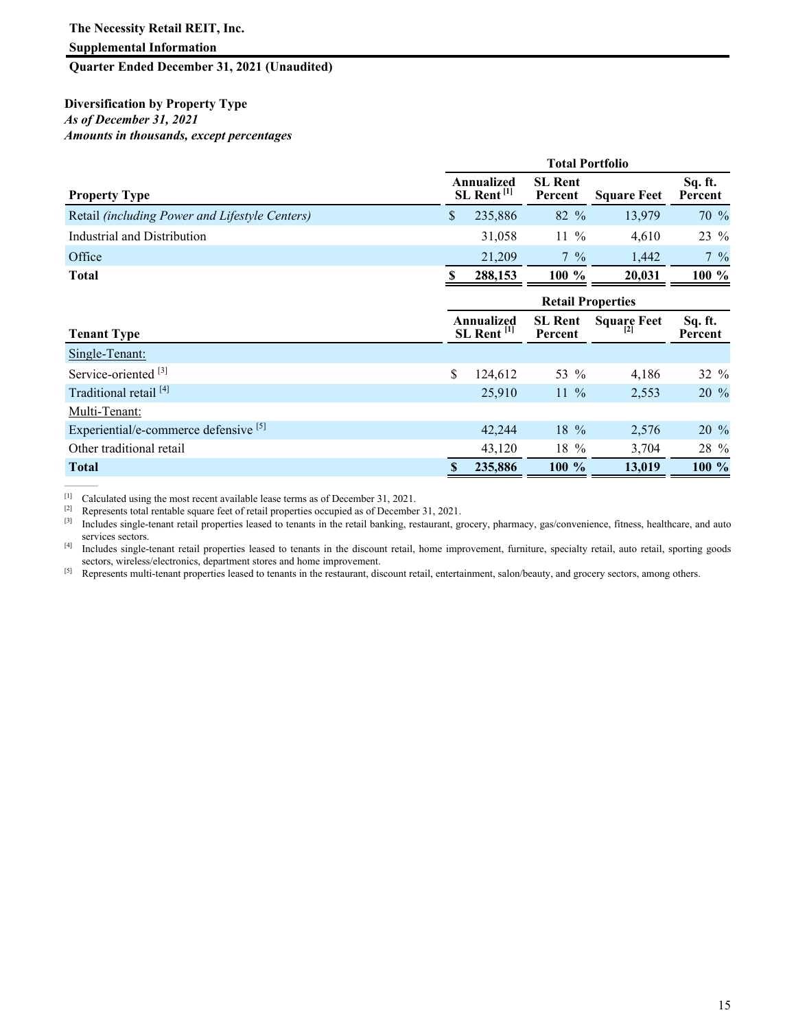**The Necessity Retail REIT, Inc.**

**Supplemental Information**

**Quarter Ended December 31, 2021 (Unaudited)**

**Diversification by Property Type**

*As of December 31, 2021*

*Amounts in thousands, except percentages*

| | Total Portfolio | | | |
|---|---|---|---|---|
| **Property Type** | **Annualized SL Rent [1]** | **SL Rent Percent** | **Square Feet** | **Sq. ft. Percent** |
| Retail *(including Power and Lifestyle Centers)* | $ 235,886 | 82 % | 13,979 | 70 % |
| Industrial and Distribution | 31,058 | 11 % | 4,610 | 23 % |
| Office | 21,209 | 7 % | 1,442 | 7 % |
| **Total** | **$ 288,153** | **100 %** | **20,031** | **100 %** |

| | Retail Properties | | | |
|---|---|---|---|---|
| **Tenant Type** | **Annualized SL Rent [1]** | **SL Rent Percent** | **Square Feet [2]** | **Sq. ft. Percent** |
| Single-Tenant: | | | | |
| Service-oriented [3] | $ 124,612 | 53 % | 4,186 | 32 % |
| Traditional retail [4] | 25,910 | 11 % | 2,553 | 20 % |
| Multi-Tenant: | | | | |
| Experiential/e-commerce defensive [5] | 42,244 | 18 % | 2,576 | 20 % |
| Other traditional retail | 43,120 | 18 % | 3,704 | 28 % |
| **Total** | **$ 235,886** | **100 %** | **13,019** | **100 %** |

---

[1] Calculated using the most recent available lease terms as of December 31, 2021.

[2] Represents total rentable square feet of retail properties occupied as of December 31, 2021.

[3] Includes single-tenant retail properties leased to tenants in the retail banking, restaurant, grocery, pharmacy, gas/convenience, fitness, healthcare, and auto services sectors.

[4] Includes single-tenant retail properties leased to tenants in the discount retail, home improvement, furniture, specialty retail, auto retail, sporting goods sectors, wireless/electronics, department stores and home improvement.

[5] Represents multi-tenant properties leased to tenants in the restaurant, discount retail, entertainment, salon/beauty, and grocery sectors, among others.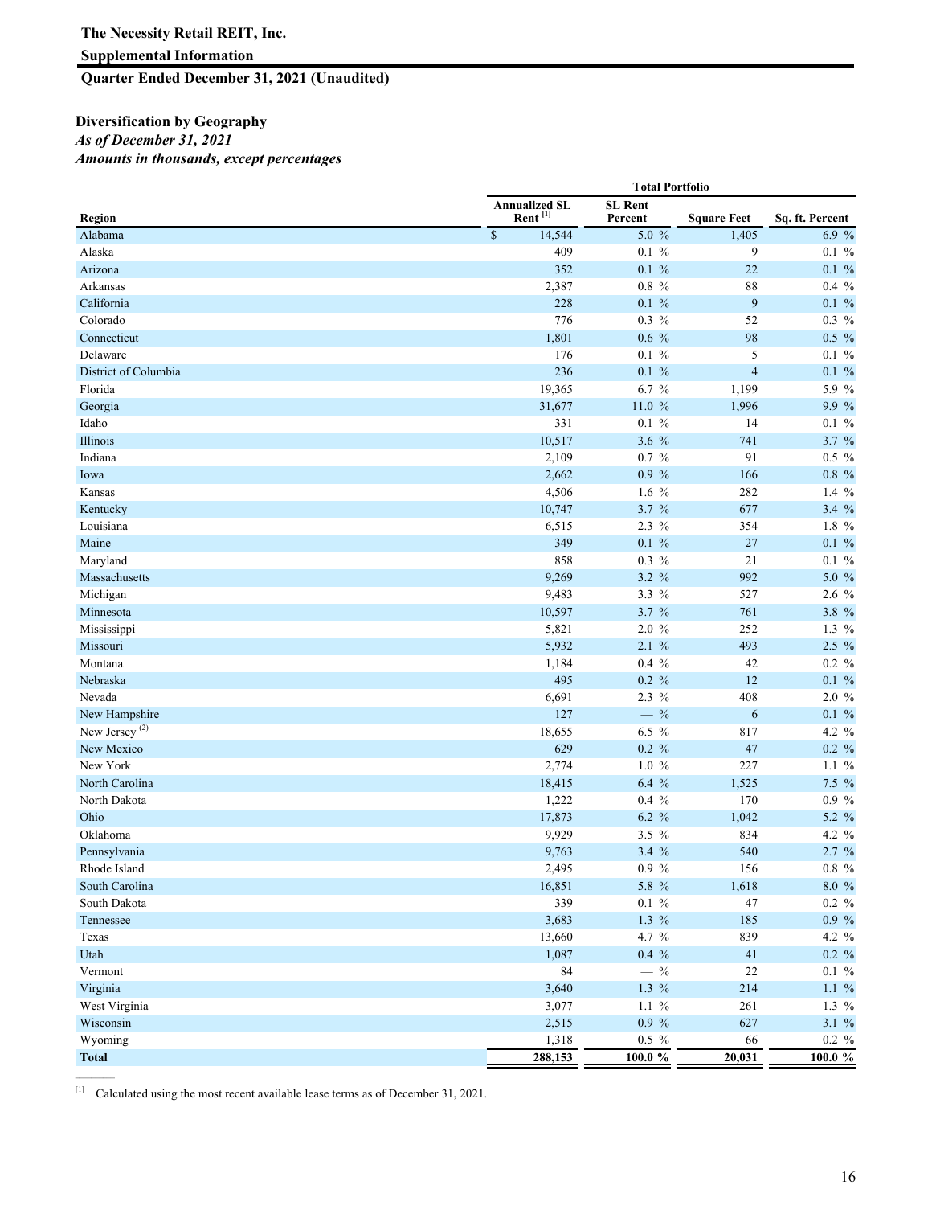**The Necessity Retail REIT, Inc.**

**Supplemental Information**

**Quarter Ended December 31, 2021 (Unaudited)**

### Diversification by Geography

*As of December 31, 2021*

*Amounts in thousands, except percentages*

| | Total Portfolio | | | |
|---|---|---|---|---|
| **Region** | **Annualized SL Rent [1]** | **SL Rent Percent** | **Square Feet** | **Sq. ft. Percent** |
| Alabama | $ 14,544 | 5.0 % | 1,405 | 6.9 % |
| Alaska | 409 | 0.1 % | 9 | 0.1 % |
| Arizona | 352 | 0.1 % | 22 | 0.1 % |
| Arkansas | 2,387 | 0.8 % | 88 | 0.4 % |
| California | 228 | 0.1 % | 9 | 0.1 % |
| Colorado | 776 | 0.3 % | 52 | 0.3 % |
| Connecticut | 1,801 | 0.6 % | 98 | 0.5 % |
| Delaware | 176 | 0.1 % | 5 | 0.1 % |
| District of Columbia | 236 | 0.1 % | 4 | 0.1 % |
| Florida | 19,365 | 6.7 % | 1,199 | 5.9 % |
| Georgia | 31,677 | 11.0 % | 1,996 | 9.9 % |
| Idaho | 331 | 0.1 % | 14 | 0.1 % |
| Illinois | 10,517 | 3.6 % | 741 | 3.7 % |
| Indiana | 2,109 | 0.7 % | 91 | 0.5 % |
| Iowa | 2,662 | 0.9 % | 166 | 0.8 % |
| Kansas | 4,506 | 1.6 % | 282 | 1.4 % |
| Kentucky | 10,747 | 3.7 % | 677 | 3.4 % |
| Louisiana | 6,515 | 2.3 % | 354 | 1.8 % |
| Maine | 349 | 0.1 % | 27 | 0.1 % |
| Maryland | 858 | 0.3 % | 21 | 0.1 % |
| Massachusetts | 9,269 | 3.2 % | 992 | 5.0 % |
| Michigan | 9,483 | 3.3 % | 527 | 2.6 % |
| Minnesota | 10,597 | 3.7 % | 761 | 3.8 % |
| Mississippi | 5,821 | 2.0 % | 252 | 1.3 % |
| Missouri | 5,932 | 2.1 % | 493 | 2.5 % |
| Montana | 1,184 | 0.4 % | 42 | 0.2 % |
| Nebraska | 495 | 0.2 % | 12 | 0.1 % |
| Nevada | 6,691 | 2.3 % | 408 | 2.0 % |
| New Hampshire | 127 | — % | 6 | 0.1 % |
| New Jersey (2) | 18,655 | 6.5 % | 817 | 4.2 % |
| New Mexico | 629 | 0.2 % | 47 | 0.2 % |
| New York | 2,774 | 1.0 % | 227 | 1.1 % |
| North Carolina | 18,415 | 6.4 % | 1,525 | 7.5 % |
| North Dakota | 1,222 | 0.4 % | 170 | 0.9 % |
| Ohio | 17,873 | 6.2 % | 1,042 | 5.2 % |
| Oklahoma | 9,929 | 3.5 % | 834 | 4.2 % |
| Pennsylvania | 9,763 | 3.4 % | 540 | 2.7 % |
| Rhode Island | 2,495 | 0.9 % | 156 | 0.8 % |
| South Carolina | 16,851 | 5.8 % | 1,618 | 8.0 % |
| South Dakota | 339 | 0.1 % | 47 | 0.2 % |
| Tennessee | 3,683 | 1.3 % | 185 | 0.9 % |
| Texas | 13,660 | 4.7 % | 839 | 4.2 % |
| Utah | 1,087 | 0.4 % | 41 | 0.2 % |
| Vermont | 84 | — % | 22 | 0.1 % |
| Virginia | 3,640 | 1.3 % | 214 | 1.1 % |
| West Virginia | 3,077 | 1.1 % | 261 | 1.3 % |
| Wisconsin | 2,515 | 0.9 % | 627 | 3.1 % |
| Wyoming | 1,318 | 0.5 % | 66 | 0.2 % |
| **Total** | **288,153** | **100.0 %** | **20,031** | **100.0 %** |

[1] Calculated using the most recent available lease terms as of December 31, 2021.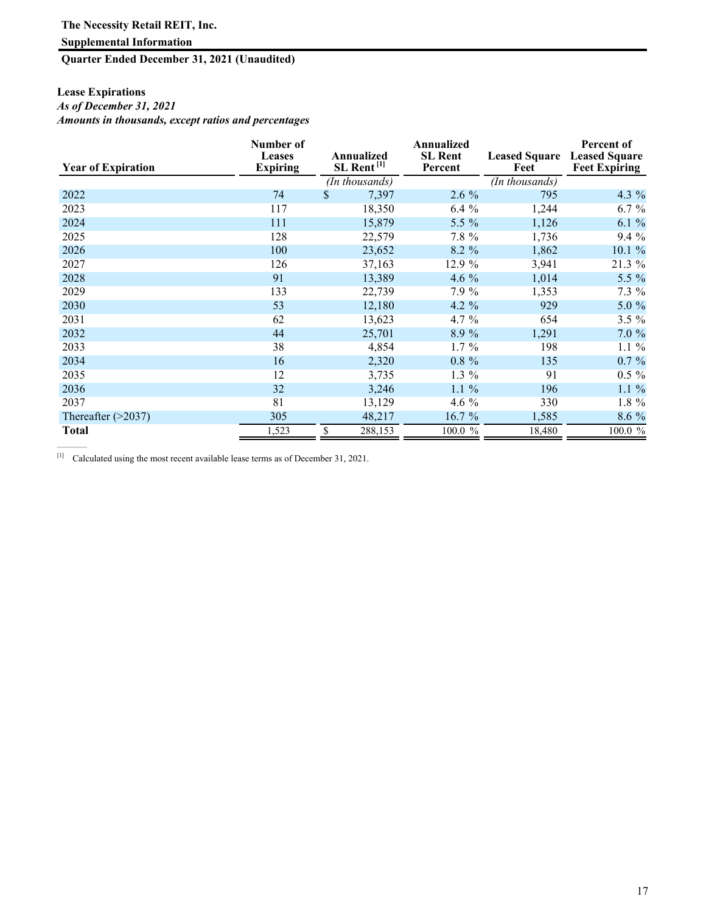**The Necessity Retail REIT, Inc.**

**Supplemental Information**

**Quarter Ended December 31, 2021 (Unaudited)**

**Lease Expirations**

*As of December 31, 2021*

*Amounts in thousands, except ratios and percentages*

| Year of Expiration | Number of Leases Expiring | Annualized SL Rent [1] | Annualized SL Rent Percent | Leased Square Feet | Percent of Leased Square Feet Expiring |
|---|---|---|---|---|---|
| | | *(In thousands)* | | *(In thousands)* | |
| 2022 | 74 | $ 7,397 | 2.6 % | 795 | 4.3 % |
| 2023 | 117 | 18,350 | 6.4 % | 1,244 | 6.7 % |
| 2024 | 111 | 15,879 | 5.5 % | 1,126 | 6.1 % |
| 2025 | 128 | 22,579 | 7.8 % | 1,736 | 9.4 % |
| 2026 | 100 | 23,652 | 8.2 % | 1,862 | 10.1 % |
| 2027 | 126 | 37,163 | 12.9 % | 3,941 | 21.3 % |
| 2028 | 91 | 13,389 | 4.6 % | 1,014 | 5.5 % |
| 2029 | 133 | 22,739 | 7.9 % | 1,353 | 7.3 % |
| 2030 | 53 | 12,180 | 4.2 % | 929 | 5.0 % |
| 2031 | 62 | 13,623 | 4.7 % | 654 | 3.5 % |
| 2032 | 44 | 25,701 | 8.9 % | 1,291 | 7.0 % |
| 2033 | 38 | 4,854 | 1.7 % | 198 | 1.1 % |
| 2034 | 16 | 2,320 | 0.8 % | 135 | 0.7 % |
| 2035 | 12 | 3,735 | 1.3 % | 91 | 0.5 % |
| 2036 | 32 | 3,246 | 1.1 % | 196 | 1.1 % |
| 2037 | 81 | 13,129 | 4.6 % | 330 | 1.8 % |
| Thereafter (>2037) | 305 | 48,217 | 16.7 % | 1,585 | 8.6 % |
| **Total** | 1,523 | $ 288,153 | 100.0 % | 18,480 | 100.0 % |

[1] Calculated using the most recent available lease terms as of December 31, 2021.